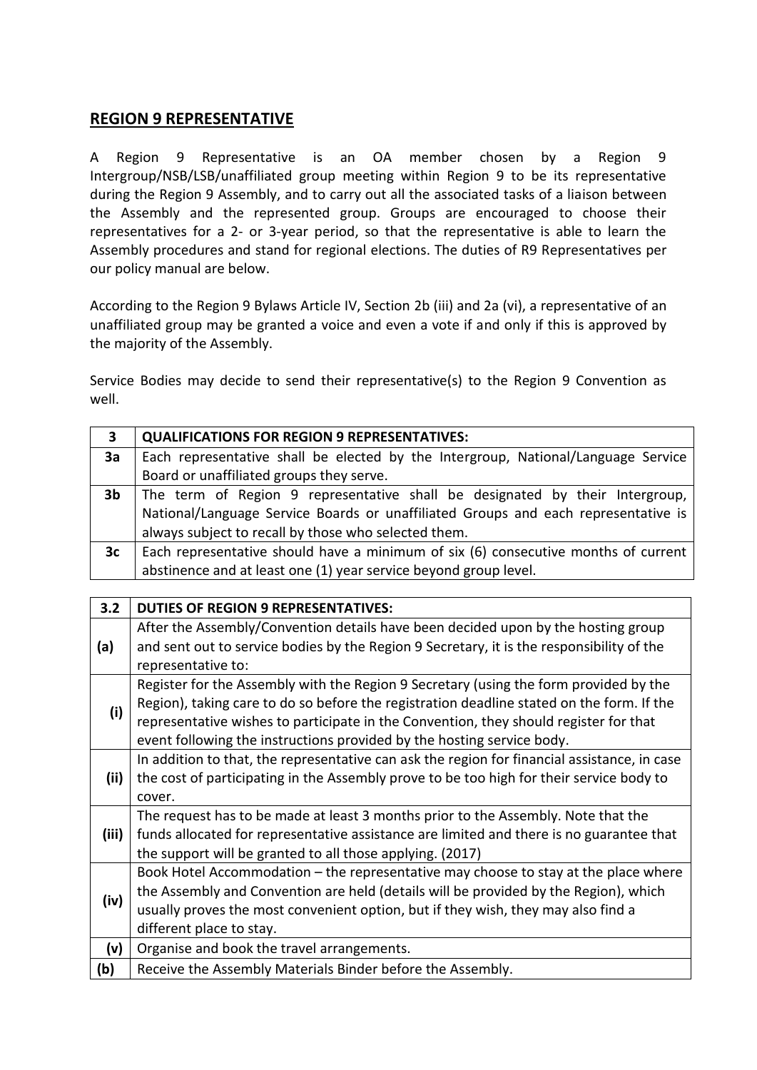## REGION 9 REPRESENTATIVE

A Region 9 Representative is an OA member chosen by a Region 9 Intergroup/NSB/LSB/unaffiliated group meeting within Region 9 to be its representative during the Region 9 Assembly, and to carry out all the associated tasks of a liaison between the Assembly and the represented group. Groups are encouraged to choose their representatives for a 2- or 3-year period, so that the representative is able to learn the Assembly procedures and stand for regional elections. The duties of R9 Representatives per our policy manual are below.

According to the Region 9 Bylaws Article IV, Section 2b (iii) and 2a (vi), a representative of an unaffiliated group may be granted a voice and even a vote if and only if this is approved by the majority of the Assembly.

Service Bodies may decide to send their representative(s) to the Region 9 Convention as well.

| **3** | **QUALIFICATIONS FOR REGION 9 REPRESENTATIVES:** |
|---|---|
| **3a** | Each representative shall be elected by the Intergroup, National/Language Service Board or unaffiliated groups they serve. |
| **3b** | The term of Region 9 representative shall be designated by their Intergroup, National/Language Service Boards or unaffiliated Groups and each representative is always subject to recall by those who selected them. |
| **3c** | Each representative should have a minimum of six (6) consecutive months of current abstinence and at least one (1) year service beyond group level. |

| **3.2** | **DUTIES OF REGION 9 REPRESENTATIVES:** |
|---|---|
| **(a)** | After the Assembly/Convention details have been decided upon by the hosting group and sent out to service bodies by the Region 9 Secretary, it is the responsibility of the representative to: |
| **(i)** | Register for the Assembly with the Region 9 Secretary (using the form provided by the Region), taking care to do so before the registration deadline stated on the form. If the representative wishes to participate in the Convention, they should register for that event following the instructions provided by the hosting service body. |
| **(ii)** | In addition to that, the representative can ask the region for financial assistance, in case the cost of participating in the Assembly prove to be too high for their service body to cover. |
| **(iii)** | The request has to be made at least 3 months prior to the Assembly. Note that the funds allocated for representative assistance are limited and there is no guarantee that the support will be granted to all those applying. (2017) |
| **(iv)** | Book Hotel Accommodation – the representative may choose to stay at the place where the Assembly and Convention are held (details will be provided by the Region), which usually proves the most convenient option, but if they wish, they may also find a different place to stay. |
| **(v)** | Organise and book the travel arrangements. |
| **(b)** | Receive the Assembly Materials Binder before the Assembly. |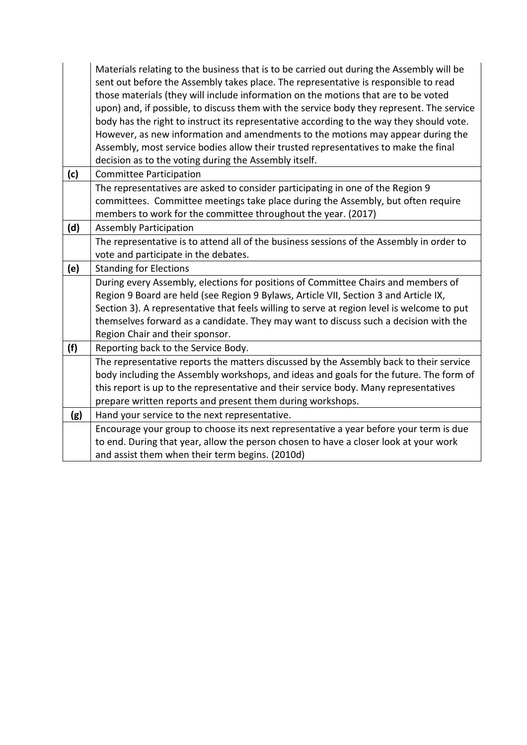| | |
|---|---|
| | Materials relating to the business that is to be carried out during the Assembly will be sent out before the Assembly takes place. The representative is responsible to read those materials (they will include information on the motions that are to be voted upon) and, if possible, to discuss them with the service body they represent. The service body has the right to instruct its representative according to the way they should vote. However, as new information and amendments to the motions may appear during the Assembly, most service bodies allow their trusted representatives to make the final decision as to the voting during the Assembly itself. |
| **(c)** | Committee Participation |
| | The representatives are asked to consider participating in one of the Region 9 committees. Committee meetings take place during the Assembly, but often require members to work for the committee throughout the year. (2017) |
| **(d)** | Assembly Participation |
| | The representative is to attend all of the business sessions of the Assembly in order to vote and participate in the debates. |
| **(e)** | Standing for Elections |
| | During every Assembly, elections for positions of Committee Chairs and members of Region 9 Board are held (see Region 9 Bylaws, Article VII, Section 3 and Article IX, Section 3). A representative that feels willing to serve at region level is welcome to put themselves forward as a candidate. They may want to discuss such a decision with the Region Chair and their sponsor. |
| **(f)** | Reporting back to the Service Body. |
| | The representative reports the matters discussed by the Assembly back to their service body including the Assembly workshops, and ideas and goals for the future. The form of this report is up to the representative and their service body. Many representatives prepare written reports and present them during workshops. |
| **(g)** | Hand your service to the next representative. |
| | Encourage your group to choose its next representative a year before your term is due to end. During that year, allow the person chosen to have a closer look at your work and assist them when their term begins. (2010d) |